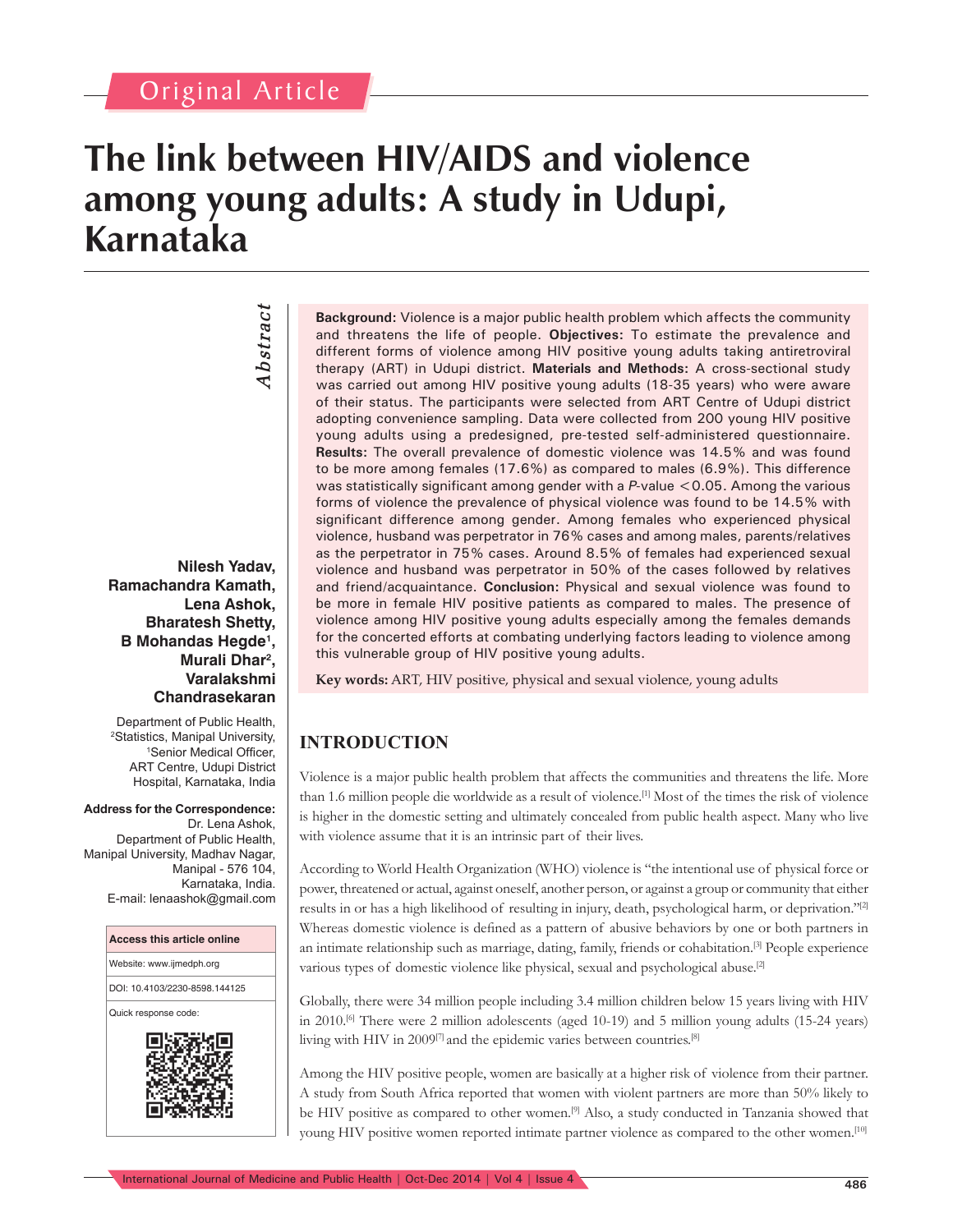Original Article

# The link between HIV/AIDS and violence among young adults: A study in Udupi, Karnataka

**Nilesh Yadav, Ramachandra Kamath, Lena Ashok, Bharatesh Shetty, B Mohandas Hegde[1], Murali Dhar[2], Varalakshmi Chandrasekaran**

Department of Public Health, [2]Statistics, Manipal University, [1]Senior Medical Officer, ART Centre, Udupi District Hospital, Karnataka, India

**Address for the Correspondence:**
Dr. Lena Ashok,
Department of Public Health,
Manipal University, Madhav Nagar,
Manipal - 576 104,
Karnataka, India.
E-mail: lenaashok@gmail.com

| Access this article online |
|---|
| Website: www.ijmedph.org |
| DOI: 10.4103/2230-8598.144125 |
| Quick response code: |

## Abstract

**Background:** Violence is a major public health problem which affects the community and threatens the life of people. **Objectives:** To estimate the prevalence and different forms of violence among HIV positive young adults taking antiretroviral therapy (ART) in Udupi district. **Materials and Methods:** A cross-sectional study was carried out among HIV positive young adults (18-35 years) who were aware of their status. The participants were selected from ART Centre of Udupi district adopting convenience sampling. Data were collected from 200 young HIV positive young adults using a predesigned, pre-tested self-administered questionnaire. **Results:** The overall prevalence of domestic violence was 14.5% and was found to be more among females (17.6%) as compared to males (6.9%). This difference was statistically significant among gender with a *P*-value <0.05. Among the various forms of violence the prevalence of physical violence was found to be 14.5% with significant difference among gender. Among females who experienced physical violence, husband was perpetrator in 76% cases and among males, parents/relatives as the perpetrator in 75% cases. Around 8.5% of females had experienced sexual violence and husband was perpetrator in 50% of the cases followed by relatives and friend/acquaintance. **Conclusion:** Physical and sexual violence was found to be more in female HIV positive patients as compared to males. The presence of violence among HIV positive young adults especially among the females demands for the concerted efforts at combating underlying factors leading to violence among this vulnerable group of HIV positive young adults.

**Key words:** ART, HIV positive, physical and sexual violence, young adults

## INTRODUCTION

Violence is a major public health problem that affects the communities and threatens the life. More than 1.6 million people die worldwide as a result of violence.[1] Most of the times the risk of violence is higher in the domestic setting and ultimately concealed from public health aspect. Many who live with violence assume that it is an intrinsic part of their lives.

According to World Health Organization (WHO) violence is "the intentional use of physical force or power, threatened or actual, against oneself, another person, or against a group or community that either results in or has a high likelihood of resulting in injury, death, psychological harm, or deprivation."[2] Whereas domestic violence is defined as a pattern of abusive behaviors by one or both partners in an intimate relationship such as marriage, dating, family, friends or cohabitation.[3] People experience various types of domestic violence like physical, sexual and psychological abuse.[2]

Globally, there were 34 million people including 3.4 million children below 15 years living with HIV in 2010.[6] There were 2 million adolescents (aged 10-19) and 5 million young adults (15-24 years) living with HIV in 2009[7] and the epidemic varies between countries.[8]

Among the HIV positive people, women are basically at a higher risk of violence from their partner. A study from South Africa reported that women with violent partners are more than 50% likely to be HIV positive as compared to other women.[9] Also, a study conducted in Tanzania showed that young HIV positive women reported intimate partner violence as compared to the other women.[10]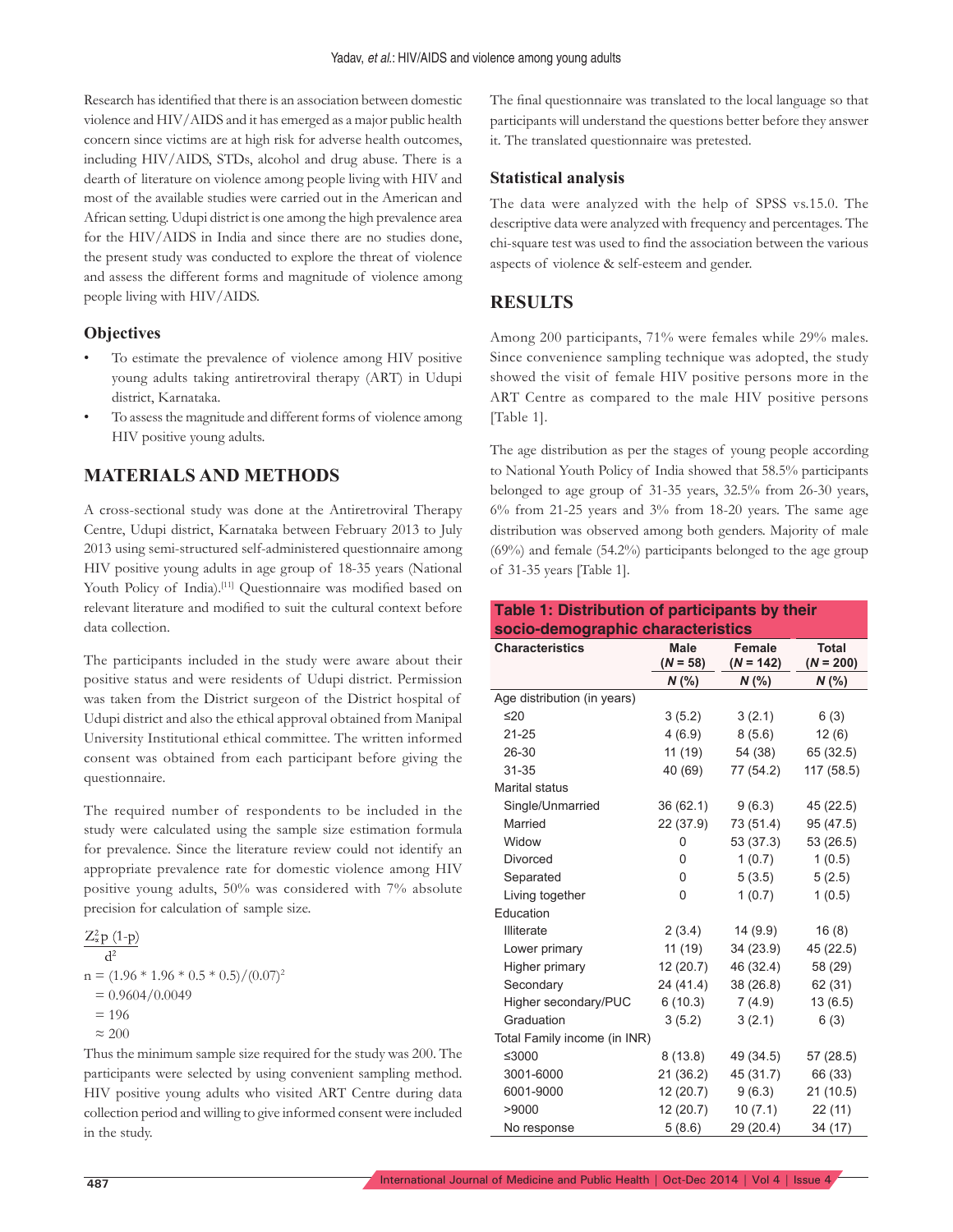Research has identified that there is an association between domestic violence and HIV/AIDS and it has emerged as a major public health concern since victims are at high risk for adverse health outcomes, including HIV/AIDS, STDs, alcohol and drug abuse. There is a dearth of literature on violence among people living with HIV and most of the available studies were carried out in the American and African setting. Udupi district is one among the high prevalence area for the HIV/AIDS in India and since there are no studies done, the present study was conducted to explore the threat of violence and assess the different forms and magnitude of violence among people living with HIV/AIDS.

### Objectives

- To estimate the prevalence of violence among HIV positive young adults taking antiretroviral therapy (ART) in Udupi district, Karnataka.
- To assess the magnitude and different forms of violence among HIV positive young adults.

## MATERIALS AND METHODS

A cross-sectional study was done at the Antiretroviral Therapy Centre, Udupi district, Karnataka between February 2013 to July 2013 using semi-structured self-administered questionnaire among HIV positive young adults in age group of 18-35 years (National Youth Policy of India).[11] Questionnaire was modified based on relevant literature and modified to suit the cultural context before data collection.

The participants included in the study were aware about their positive status and were residents of Udupi district. Permission was taken from the District surgeon of the District hospital of Udupi district and also the ethical approval obtained from Manipal University Institutional ethical committee. The written informed consent was obtained from each participant before giving the questionnaire.

The required number of respondents to be included in the study were calculated using the sample size estimation formula for prevalence. Since the literature review could not identify an appropriate prevalence rate for domestic violence among HIV positive young adults, 50% was considered with 7% absolute precision for calculation of sample size.

$$\frac{Z_{\alpha}^{2} p\ (1\text{-}p)}{d^{2}}$$

$$n = (1.96 * 1.96 * 0.5 * 0.5)/(0.07)^{2}$$
$$= 0.9604/0.0049$$
$$= 196$$
$$\approx 200$$

Thus the minimum sample size required for the study was 200. The participants were selected by using convenient sampling method. HIV positive young adults who visited ART Centre during data collection period and willing to give informed consent were included in the study.

The final questionnaire was translated to the local language so that participants will understand the questions better before they answer it. The translated questionnaire was pretested.

### Statistical analysis

The data were analyzed with the help of SPSS vs.15.0. The descriptive data were analyzed with frequency and percentages. The chi-square test was used to find the association between the various aspects of violence & self-esteem and gender.

## RESULTS

Among 200 participants, 71% were females while 29% males. Since convenience sampling technique was adopted, the study showed the visit of female HIV positive persons more in the ART Centre as compared to the male HIV positive persons [Table 1].

The age distribution as per the stages of young people according to National Youth Policy of India showed that 58.5% participants belonged to age group of 31-35 years, 32.5% from 26-30 years, 6% from 21-25 years and 3% from 18-20 years. The same age distribution was observed among both genders. Majority of male (69%) and female (54.2%) participants belonged to the age group of 31-35 years [Table 1].

**Table 1: Distribution of participants by their socio-demographic characteristics**

| Characteristics | Male (N = 58) N (%) | Female (N = 142) N (%) | Total (N = 200) N (%) |
|---|---|---|---|
| Age distribution (in years) | | | |
| ≤20 | 3 (5.2) | 3 (2.1) | 6 (3) |
| 21-25 | 4 (6.9) | 8 (5.6) | 12 (6) |
| 26-30 | 11 (19) | 54 (38) | 65 (32.5) |
| 31-35 | 40 (69) | 77 (54.2) | 117 (58.5) |
| Marital status | | | |
| Single/Unmarried | 36 (62.1) | 9 (6.3) | 45 (22.5) |
| Married | 22 (37.9) | 73 (51.4) | 95 (47.5) |
| Widow | 0 | 53 (37.3) | 53 (26.5) |
| Divorced | 0 | 1 (0.7) | 1 (0.5) |
| Separated | 0 | 5 (3.5) | 5 (2.5) |
| Living together | 0 | 1 (0.7) | 1 (0.5) |
| Education | | | |
| Illiterate | 2 (3.4) | 14 (9.9) | 16 (8) |
| Lower primary | 11 (19) | 34 (23.9) | 45 (22.5) |
| Higher primary | 12 (20.7) | 46 (32.4) | 58 (29) |
| Secondary | 24 (41.4) | 38 (26.8) | 62 (31) |
| Higher secondary/PUC | 6 (10.3) | 7 (4.9) | 13 (6.5) |
| Graduation | 3 (5.2) | 3 (2.1) | 6 (3) |
| Total Family income (in INR) | | | |
| ≤3000 | 8 (13.8) | 49 (34.5) | 57 (28.5) |
| 3001-6000 | 21 (36.2) | 45 (31.7) | 66 (33) |
| 6001-9000 | 12 (20.7) | 9 (6.3) | 21 (10.5) |
| >9000 | 12 (20.7) | 10 (7.1) | 22 (11) |
| No response | 5 (8.6) | 29 (20.4) | 34 (17) |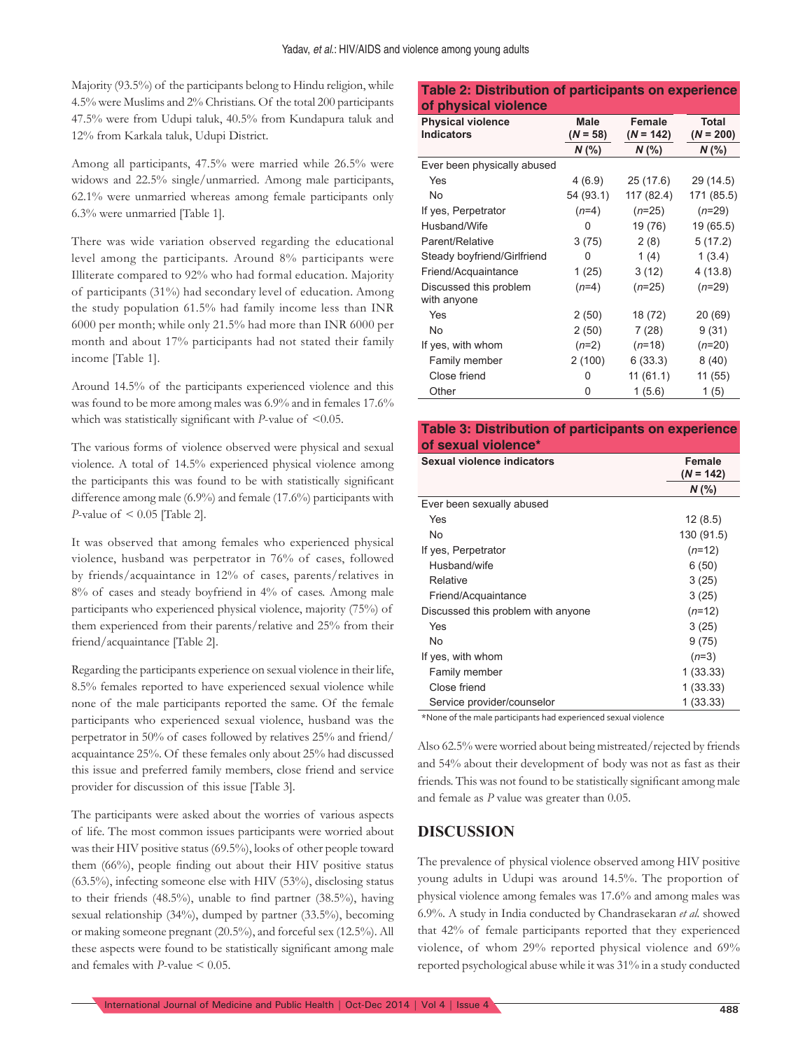Majority (93.5%) of the participants belong to Hindu religion, while 4.5% were Muslims and 2% Christians. Of the total 200 participants 47.5% were from Udupi taluk, 40.5% from Kundapura taluk and 12% from Karkala taluk, Udupi District.

Among all participants, 47.5% were married while 26.5% were widows and 22.5% single/unmarried. Among male participants, 62.1% were unmarried whereas among female participants only 6.3% were unmarried [Table 1].

There was wide variation observed regarding the educational level among the participants. Around 8% participants were Illiterate compared to 92% who had formal education. Majority of participants (31%) had secondary level of education. Among the study population 61.5% had family income less than INR 6000 per month; while only 21.5% had more than INR 6000 per month and about 17% participants had not stated their family income [Table 1].

Around 14.5% of the participants experienced violence and this was found to be more among males was 6.9% and in females 17.6% which was statistically significant with *P*-value of <0.05.

The various forms of violence observed were physical and sexual violence. A total of 14.5% experienced physical violence among the participants this was found to be with statistically significant difference among male (6.9%) and female (17.6%) participants with *P*-value of < 0.05 [Table 2].

It was observed that among females who experienced physical violence, husband was perpetrator in 76% of cases, followed by friends/acquaintance in 12% of cases, parents/relatives in 8% of cases and steady boyfriend in 4% of cases. Among male participants who experienced physical violence, majority (75%) of them experienced from their parents/relative and 25% from their friend/acquaintance [Table 2].

Regarding the participants experience on sexual violence in their life, 8.5% females reported to have experienced sexual violence while none of the male participants reported the same. Of the female participants who experienced sexual violence, husband was the perpetrator in 50% of cases followed by relatives 25% and friend/acquaintance 25%. Of these females only about 25% had discussed this issue and preferred family members, close friend and service provider for discussion of this issue [Table 3].

The participants were asked about the worries of various aspects of life. The most common issues participants were worried about was their HIV positive status (69.5%), looks of other people toward them (66%), people finding out about their HIV positive status (63.5%), infecting someone else with HIV (53%), disclosing status to their friends (48.5%), unable to find partner (38.5%), having sexual relationship (34%), dumped by partner (33.5%), becoming or making someone pregnant (20.5%), and forceful sex (12.5%). All these aspects were found to be statistically significant among male and females with *P*-value < 0.05.

**Table 2: Distribution of participants on experience of physical violence**

| Physical violence Indicators | Male (*N* = 58) *N* (%) | Female (*N* = 142) *N* (%) | Total (*N* = 200) *N* (%) |
|---|---|---|---|
| Ever been physically abused | | | |
| Yes | 4 (6.9) | 25 (17.6) | 29 (14.5) |
| No | 54 (93.1) | 117 (82.4) | 171 (85.5) |
| If yes, Perpetrator | (*n*=4) | (*n*=25) | (*n*=29) |
| Husband/Wife | 0 | 19 (76) | 19 (65.5) |
| Parent/Relative | 3 (75) | 2 (8) | 5 (17.2) |
| Steady boyfriend/Girlfriend | 0 | 1 (4) | 1 (3.4) |
| Friend/Acquaintance | 1 (25) | 3 (12) | 4 (13.8) |
| Discussed this problem with anyone | (*n*=4) | (*n*=25) | (*n*=29) |
| Yes | 2 (50) | 18 (72) | 20 (69) |
| No | 2 (50) | 7 (28) | 9 (31) |
| If yes, with whom | (*n*=2) | (*n*=18) | (*n*=20) |
| Family member | 2 (100) | 6 (33.3) | 8 (40) |
| Close friend | 0 | 11 (61.1) | 11 (55) |
| Other | 0 | 1 (5.6) | 1 (5) |

**Table 3: Distribution of participants on experience of sexual violence***

| Sexual violence indicators | Female (*N* = 142) *N* (%) |
|---|---|
| Ever been sexually abused | |
| Yes | 12 (8.5) |
| No | 130 (91.5) |
| If yes, Perpetrator | (*n*=12) |
| Husband/wife | 6 (50) |
| Relative | 3 (25) |
| Friend/Acquaintance | 3 (25) |
| Discussed this problem with anyone | (*n*=12) |
| Yes | 3 (25) |
| No | 9 (75) |
| If yes, with whom | (*n*=3) |
| Family member | 1 (33.33) |
| Close friend | 1 (33.33) |
| Service provider/counselor | 1 (33.33) |

*None of the male participants had experienced sexual violence

Also 62.5% were worried about being mistreated/rejected by friends and 54% about their development of body was not as fast as their friends. This was not found to be statistically significant among male and female as *P* value was greater than 0.05.

## DISCUSSION

The prevalence of physical violence observed among HIV positive young adults in Udupi was around 14.5%. The proportion of physical violence among females was 17.6% and among males was 6.9%. A study in India conducted by Chandrasekaran *et al.* showed that 42% of female participants reported that they experienced violence, of whom 29% reported physical violence and 69% reported psychological abuse while it was 31% in a study conducted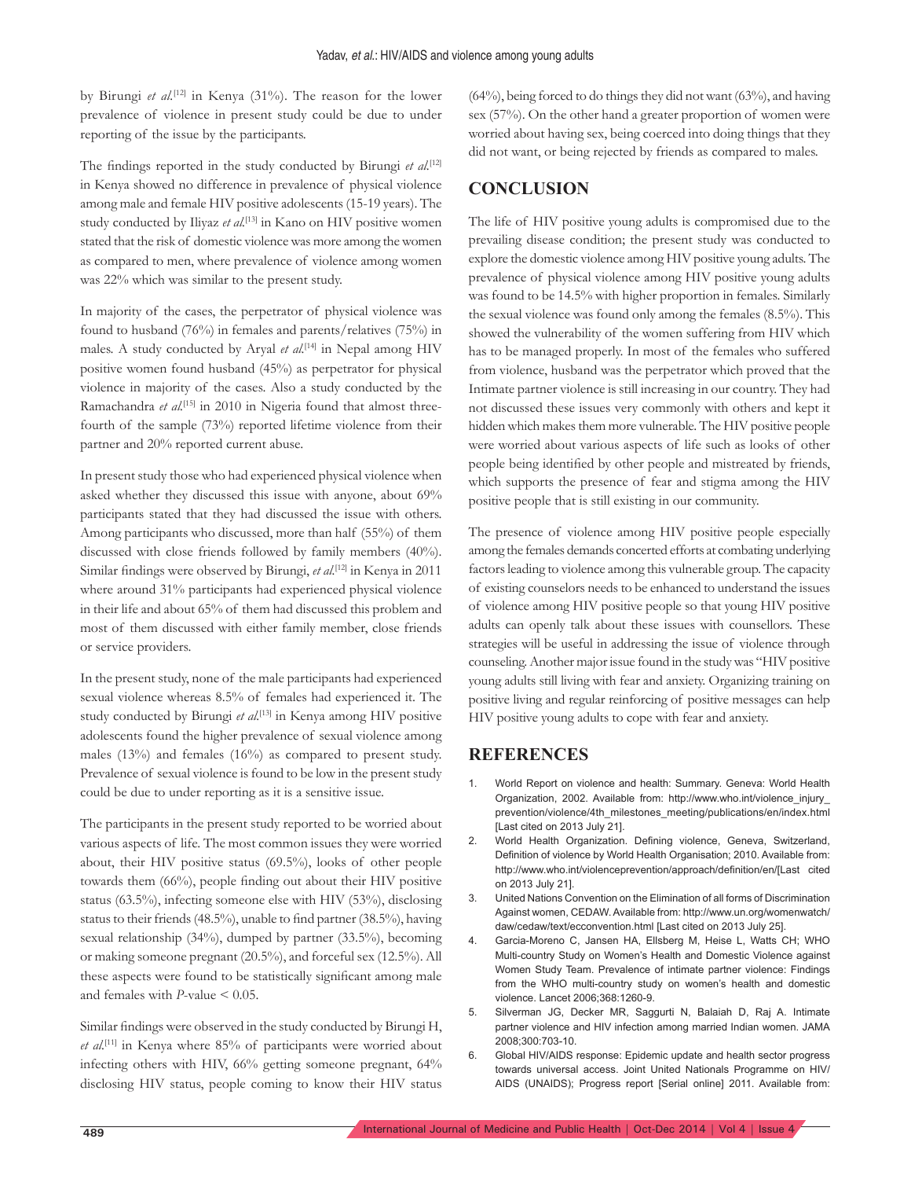by Birungi *et al.*[12] in Kenya (31%). The reason for the lower prevalence of violence in present study could be due to under reporting of the issue by the participants.

The findings reported in the study conducted by Birungi *et al.*[12] in Kenya showed no difference in prevalence of physical violence among male and female HIV positive adolescents (15-19 years). The study conducted by Iliyaz *et al.*[13] in Kano on HIV positive women stated that the risk of domestic violence was more among the women as compared to men, where prevalence of violence among women was 22% which was similar to the present study.

In majority of the cases, the perpetrator of physical violence was found to husband (76%) in females and parents/relatives (75%) in males. A study conducted by Aryal *et al.*[14] in Nepal among HIV positive women found husband (45%) as perpetrator for physical violence in majority of the cases. Also a study conducted by the Ramachandra *et al.*[15] in 2010 in Nigeria found that almost three-fourth of the sample (73%) reported lifetime violence from their partner and 20% reported current abuse.

In present study those who had experienced physical violence when asked whether they discussed this issue with anyone, about 69% participants stated that they had discussed the issue with others. Among participants who discussed, more than half (55%) of them discussed with close friends followed by family members (40%). Similar findings were observed by Birungi, *et al.*[12] in Kenya in 2011 where around 31% participants had experienced physical violence in their life and about 65% of them had discussed this problem and most of them discussed with either family member, close friends or service providers.

In the present study, none of the male participants had experienced sexual violence whereas 8.5% of females had experienced it. The study conducted by Birungi *et al.*[13] in Kenya among HIV positive adolescents found the higher prevalence of sexual violence among males (13%) and females (16%) as compared to present study. Prevalence of sexual violence is found to be low in the present study could be due to under reporting as it is a sensitive issue.

The participants in the present study reported to be worried about various aspects of life. The most common issues they were worried about, their HIV positive status (69.5%), looks of other people towards them (66%), people finding out about their HIV positive status (63.5%), infecting someone else with HIV (53%), disclosing status to their friends (48.5%), unable to find partner (38.5%), having sexual relationship (34%), dumped by partner (33.5%), becoming or making someone pregnant (20.5%), and forceful sex (12.5%). All these aspects were found to be statistically significant among male and females with $P$-value $< 0.05$.

Similar findings were observed in the study conducted by Birungi H, *et al.*[11] in Kenya where 85% of participants were worried about infecting others with HIV, 66% getting someone pregnant, 64% disclosing HIV status, people coming to know their HIV status (64%), being forced to do things they did not want (63%), and having sex (57%). On the other hand a greater proportion of women were worried about having sex, being coerced into doing things that they did not want, or being rejected by friends as compared to males.

## CONCLUSION

The life of HIV positive young adults is compromised due to the prevailing disease condition; the present study was conducted to explore the domestic violence among HIV positive young adults. The prevalence of physical violence among HIV positive young adults was found to be 14.5% with higher proportion in females. Similarly the sexual violence was found only among the females (8.5%). This showed the vulnerability of the women suffering from HIV which has to be managed properly. In most of the females who suffered from violence, husband was the perpetrator which proved that the Intimate partner violence is still increasing in our country. They had not discussed these issues very commonly with others and kept it hidden which makes them more vulnerable. The HIV positive people were worried about various aspects of life such as looks of other people being identified by other people and mistreated by friends, which supports the presence of fear and stigma among the HIV positive people that is still existing in our community.

The presence of violence among HIV positive people especially among the females demands concerted efforts at combating underlying factors leading to violence among this vulnerable group. The capacity of existing counselors needs to be enhanced to understand the issues of violence among HIV positive people so that young HIV positive adults can openly talk about these issues with counsellors. These strategies will be useful in addressing the issue of violence through counseling. Another major issue found in the study was "HIV positive young adults still living with fear and anxiety. Organizing training on positive living and regular reinforcing of positive messages can help HIV positive young adults to cope with fear and anxiety.

## REFERENCES

1. World Report on violence and health: Summary. Geneva: World Health Organization, 2002. Available from: http://www.who.int/violence_injury_prevention/violence/4th_milestones_meeting/publications/en/index.html [Last cited on 2013 July 21].
2. World Health Organization. Defining violence, Geneva, Switzerland, Definition of violence by World Health Organisation; 2010. Available from: http://www.who.int/violenceprevention/approach/definition/en/[Last cited on 2013 July 21].
3. United Nations Convention on the Elimination of all forms of Discrimination Against women, CEDAW. Available from: http://www.un.org/womenwatch/daw/cedaw/text/econvention.html [Last cited on 2013 July 25].
4. Garcia-Moreno C, Jansen HA, Ellsberg M, Heise L, Watts CH; WHO Multi-country Study on Women's Health and Domestic Violence against Women Study Team. Prevalence of intimate partner violence: Findings from the WHO multi-country study on women's health and domestic violence. Lancet 2006;368:1260-9.
5. Silverman JG, Decker MR, Saggurti N, Balaiah D, Raj A. Intimate partner violence and HIV infection among married Indian women. JAMA 2008;300:703-10.
6. Global HIV/AIDS response: Epidemic update and health sector progress towards universal access. Joint United Nationals Programme on HIV/AIDS (UNAIDS); Progress report [Serial online] 2011. Available from: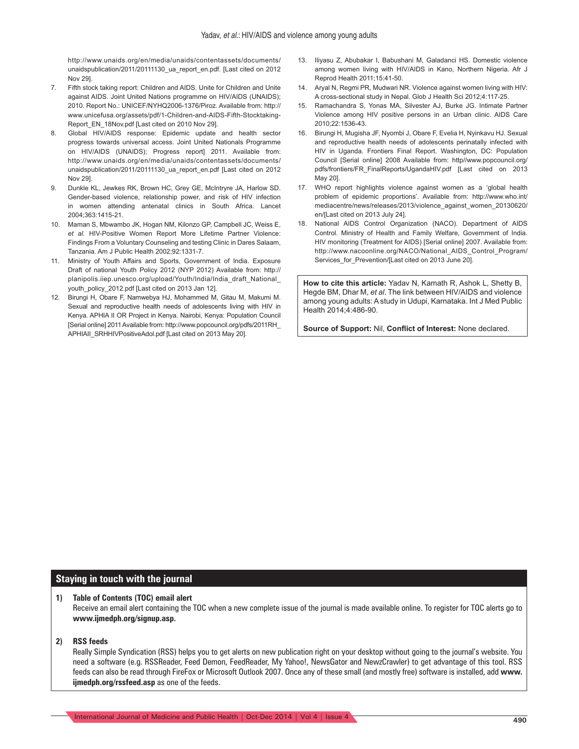http://www.unaids.org/en/media/unaids/contentassets/documents/unaidspublication/2011/20111130_ua_report_en.pdf. [Last cited on 2012 Nov 29].

7. Fifth stock taking report: Children and AIDS. Unite for Children and Unite against AIDS. Joint United Nations programme on HIV/AIDS (UNAIDS); 2010. Report No.: UNICEF/NYHQ2006-1376/Piroz. Available from: http://www.unicefusa.org/assets/pdf/1-Children-and-AIDS-Fifth-Stocktaking-Report_EN_18Nov.pdf [Last cited on 2010 Nov 29].
8. Global HIV/AIDS response: Epidemic update and health sector progress towards universal access. Joint United Nationals Programme on HIV/AIDS (UNAIDS); Progress report] 2011. Available from: http://www.unaids.org/en/media/unaids/contentassets/documents/unaidspublication/2011/20111130_ua_report_en.pdf [Last cited on 2012 Nov 29].
9. Dunkle KL, Jewkes RK, Brown HC, Grey GE, McIntryre JA, Harlow SD. Gender-based violence, relationship power, and risk of HIV infection in women attending antenatal clinics in South Africa. Lancet 2004;363:1415-21.
10. Maman S, Mbwambo JK, Hogan NM, Kilonzo GP, Campbell JC, Weiss E, *et al*. HIV-Positive Women Report More Lifetime Partner Violence: Findings From a Voluntary Counseling and testing Clinic in Dares Salaam, Tanzania. Am J Public Health 2002;92:1331-7.
11. Ministry of Youth Affairs and Sports, Government of India. Exposure Draft of national Youth Policy 2012 (NYP 2012) Available from: http://planipolis.iiep.unesco.org/upload/Youth/India/India_draft_National_youth_policy_2012.pdf [Last cited on 2013 Jan 12].
12. Birungi H, Obare F, Namwebya HJ, Mohammed M, Gitau M, Makumi M. Sexual and reproductive health needs of adolescents living with HIV in Kenya. APHIA II OR Project in Kenya. Nairobi, Kenya: Population Council [Serial online] 2011 Available from: http://www.popcouncil.org/pdfs/2011RH_APHIAII_SRHHIVPositiveAdol.pdf [Last cited on 2013 May 20].
13. Iliyasu Z, Abubakar I, Babushani M, Galadanci HS. Domestic violence among women living with HIV/AIDS in Kano, Northern Nigeria. Afr J Reprod Health 2011;15:41-50.
14. Aryal N, Regmi PR, Mudwari NR. Violence against women living with HIV: A cross-sectional study in Nepal. Glob J Health Sci 2012;4:117-25.
15. Ramachandra S, Yonas MA, Silvester AJ, Burke JG. Intimate Partner Violence among HIV positive persons in an Urban clinic. AIDS Care 2010;22:1536-43.
16. Birungi H, Mugisha JF, Nyombi J, Obare F, Evelia H, Nyinkavu HJ. Sexual and reproductive health needs of adolescents perinatally infected with HIV in Uganda. Frontiers Final Report. Washington, DC: Population Council [Serial online] 2008 Available from: http//www.popcouncil.org/pdfs/frontiers/FR_FinalReports/UgandaHIV.pdf [Last cited on 2013 May 20].
17. WHO report highlights violence against women as a 'global health problem of epidemic proportions'. Available from: http://www.who.int/mediacentre/news/releases/2013/violence_against_women_20130620/en/[Last cited on 2013 July 24].
18. National AIDS Control Organization (NACO). Department of AIDS Control. Ministry of Health and Family Welfare, Government of India. HIV monitoring (Treatment for AIDS) [Serial online] 2007. Available from: http://www.nacoonline.org/NACO/National_AIDS_Control_Program/Services_for_Prevention/[Last cited on 2013 June 20].

**How to cite this article:** Yadav N, Kamath R, Ashok L, Shetty B, Hegde BM, Dhar M, *et al*. The link between HIV/AIDS and violence among young adults: A study in Udupi, Karnataka. Int J Med Public Health 2014;4:486-90.

**Source of Support:** Nil, **Conflict of Interest:** None declared.

## Staying in touch with the journal

**1) Table of Contents (TOC) email alert**
Receive an email alert containing the TOC when a new complete issue of the journal is made available online. To register for TOC alerts go to **www.ijmedph.org/signup.asp.**

**2) RSS feeds**
Really Simple Syndication (RSS) helps you to get alerts on new publication right on your desktop without going to the journal's website. You need a software (e.g. RSSReader, Feed Demon, FeedReader, My Yahoo!, NewsGator and NewzCrawler) to get advantage of this tool. RSS feeds can also be read through FireFox or Microsoft Outlook 2007. Once any of these small (and mostly free) software is installed, add **www.ijmedph.org/rssfeed.asp** as one of the feeds.